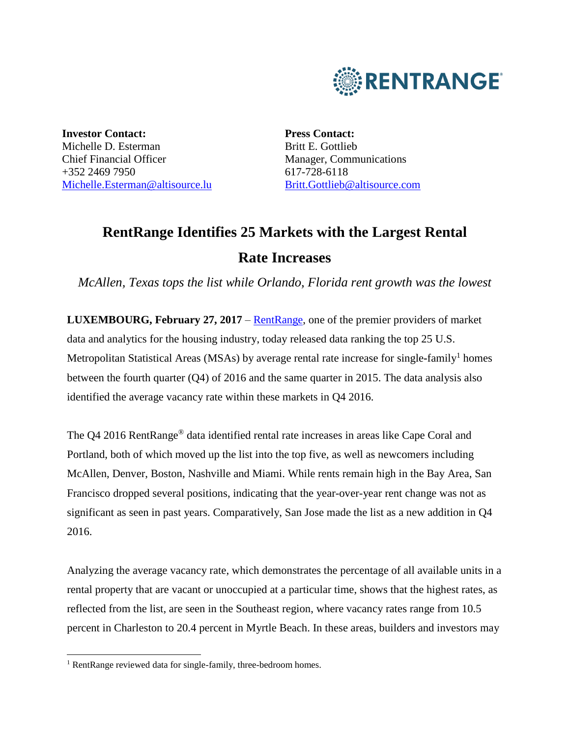RENTRANGE®

**Investor Contact:**
Michelle D. Esterman
Chief Financial Officer
+352 2469 7950
Michelle.Esterman@altisource.lu

**Press Contact:**
Britt E. Gottlieb
Manager, Communications
617-728-6118
Britt.Gottlieb@altisource.com

# RentRange Identifies 25 Markets with the Largest Rental Rate Increases

*McAllen, Texas tops the list while Orlando, Florida rent growth was the lowest*

**LUXEMBOURG, February 27, 2017** – RentRange, one of the premier providers of market data and analytics for the housing industry, today released data ranking the top 25 U.S. Metropolitan Statistical Areas (MSAs) by average rental rate increase for single-family[1] homes between the fourth quarter (Q4) of 2016 and the same quarter in 2015. The data analysis also identified the average vacancy rate within these markets in Q4 2016.

The Q4 2016 RentRange® data identified rental rate increases in areas like Cape Coral and Portland, both of which moved up the list into the top five, as well as newcomers including McAllen, Denver, Boston, Nashville and Miami. While rents remain high in the Bay Area, San Francisco dropped several positions, indicating that the year-over-year rent change was not as significant as seen in past years. Comparatively, San Jose made the list as a new addition in Q4 2016.

Analyzing the average vacancy rate, which demonstrates the percentage of all available units in a rental property that are vacant or unoccupied at a particular time, shows that the highest rates, as reflected from the list, are seen in the Southeast region, where vacancy rates range from 10.5 percent in Charleston to 20.4 percent in Myrtle Beach. In these areas, builders and investors may

[1] RentRange reviewed data for single-family, three-bedroom homes.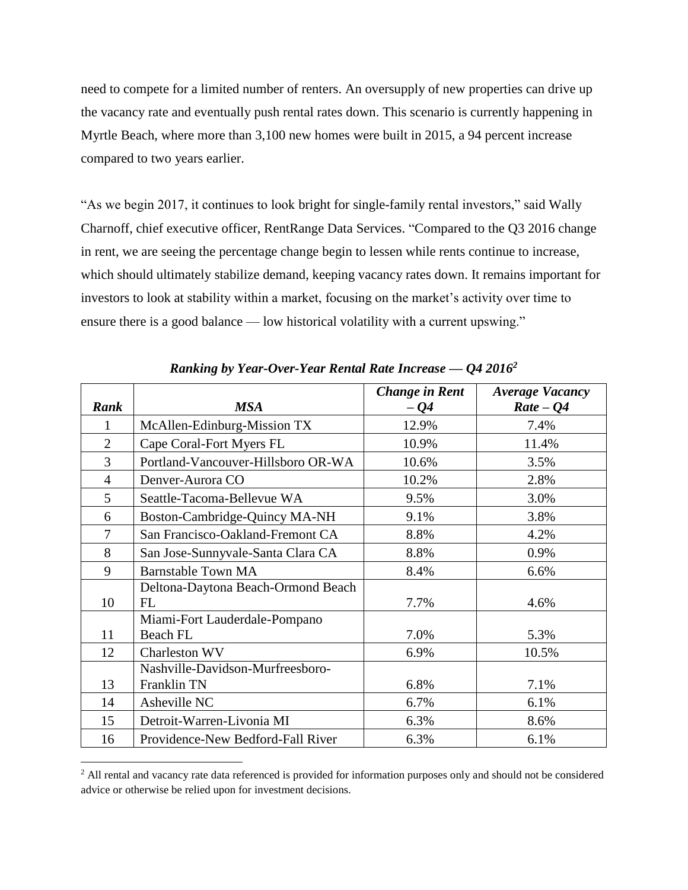need to compete for a limited number of renters. An oversupply of new properties can drive up the vacancy rate and eventually push rental rates down. This scenario is currently happening in Myrtle Beach, where more than 3,100 new homes were built in 2015, a 94 percent increase compared to two years earlier.

"As we begin 2017, it continues to look bright for single-family rental investors," said Wally Charnoff, chief executive officer, RentRange Data Services. "Compared to the Q3 2016 change in rent, we are seeing the percentage change begin to lessen while rents continue to increase, which should ultimately stabilize demand, keeping vacancy rates down. It remains important for investors to look at stability within a market, focusing on the market's activity over time to ensure there is a good balance — low historical volatility with a current upswing."

***Ranking by Year-Over-Year Rental Rate Increase — Q4 2016*[2]**

| *Rank* | *MSA* | *Change in Rent – Q4* | *Average Vacancy Rate – Q4* |
|---|---|---|---|
| 1 | McAllen-Edinburg-Mission TX | 12.9% | 7.4% |
| 2 | Cape Coral-Fort Myers FL | 10.9% | 11.4% |
| 3 | Portland-Vancouver-Hillsboro OR-WA | 10.6% | 3.5% |
| 4 | Denver-Aurora CO | 10.2% | 2.8% |
| 5 | Seattle-Tacoma-Bellevue WA | 9.5% | 3.0% |
| 6 | Boston-Cambridge-Quincy MA-NH | 9.1% | 3.8% |
| 7 | San Francisco-Oakland-Fremont CA | 8.8% | 4.2% |
| 8 | San Jose-Sunnyvale-Santa Clara CA | 8.8% | 0.9% |
| 9 | Barnstable Town MA | 8.4% | 6.6% |
| 10 | Deltona-Daytona Beach-Ormond Beach FL | 7.7% | 4.6% |
| 11 | Miami-Fort Lauderdale-Pompano Beach FL | 7.0% | 5.3% |
| 12 | Charleston WV | 6.9% | 10.5% |
| 13 | Nashville-Davidson-Murfreesboro-Franklin TN | 6.8% | 7.1% |
| 14 | Asheville NC | 6.7% | 6.1% |
| 15 | Detroit-Warren-Livonia MI | 6.3% | 8.6% |
| 16 | Providence-New Bedford-Fall River | 6.3% | 6.1% |

[2] All rental and vacancy rate data referenced is provided for information purposes only and should not be considered advice or otherwise be relied upon for investment decisions.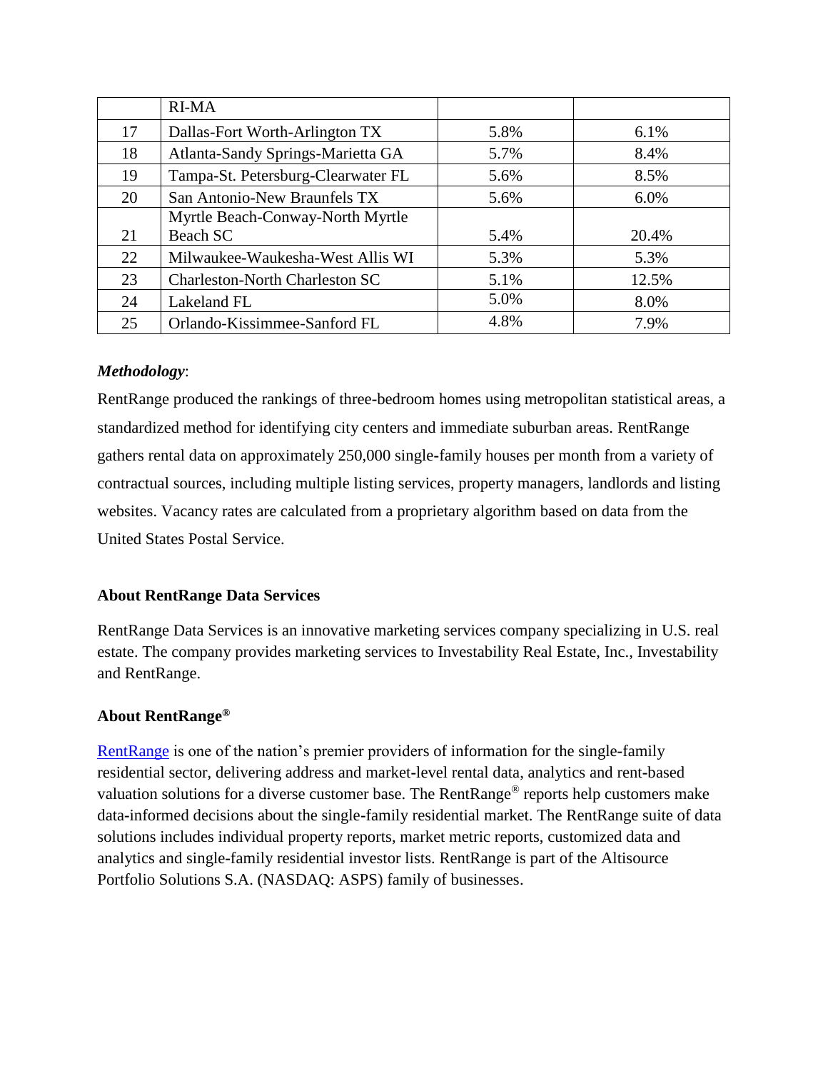|  | RI-MA |  |  |
|---|---|---|---|
| 17 | Dallas-Fort Worth-Arlington TX | 5.8% | 6.1% |
| 18 | Atlanta-Sandy Springs-Marietta GA | 5.7% | 8.4% |
| 19 | Tampa-St. Petersburg-Clearwater FL | 5.6% | 8.5% |
| 20 | San Antonio-New Braunfels TX | 5.6% | 6.0% |
| 21 | Myrtle Beach-Conway-North Myrtle Beach SC | 5.4% | 20.4% |
| 22 | Milwaukee-Waukesha-West Allis WI | 5.3% | 5.3% |
| 23 | Charleston-North Charleston SC | 5.1% | 12.5% |
| 24 | Lakeland FL | 5.0% | 8.0% |
| 25 | Orlando-Kissimmee-Sanford FL | 4.8% | 7.9% |

***Methodology***:

RentRange produced the rankings of three-bedroom homes using metropolitan statistical areas, a standardized method for identifying city centers and immediate suburban areas. RentRange gathers rental data on approximately 250,000 single-family houses per month from a variety of contractual sources, including multiple listing services, property managers, landlords and listing websites. Vacancy rates are calculated from a proprietary algorithm based on data from the United States Postal Service.

**About RentRange Data Services**

RentRange Data Services is an innovative marketing services company specializing in U.S. real estate. The company provides marketing services to Investability Real Estate, Inc., Investability and RentRange.

**About RentRange®**

RentRange is one of the nation's premier providers of information for the single-family residential sector, delivering address and market-level rental data, analytics and rent-based valuation solutions for a diverse customer base. The RentRange® reports help customers make data-informed decisions about the single-family residential market. The RentRange suite of data solutions includes individual property reports, market metric reports, customized data and analytics and single-family residential investor lists. RentRange is part of the Altisource Portfolio Solutions S.A. (NASDAQ: ASPS) family of businesses.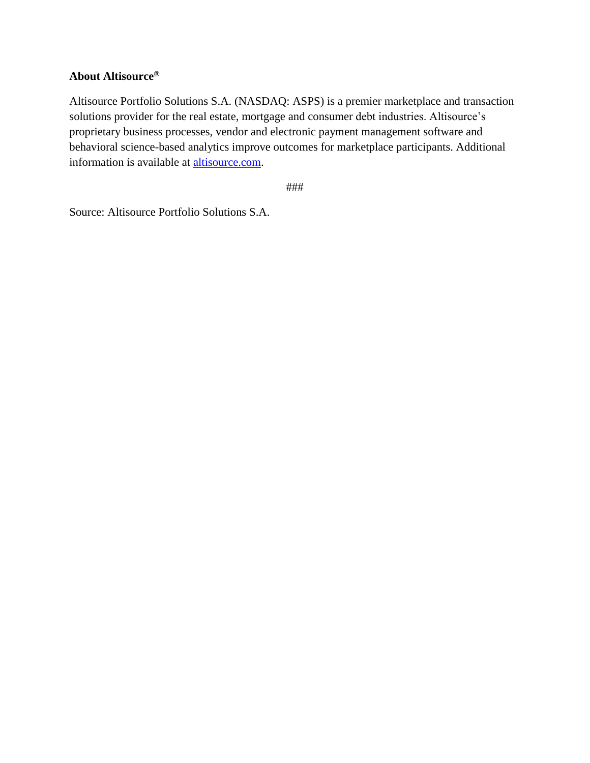**About Altisource®**

Altisource Portfolio Solutions S.A. (NASDAQ: ASPS) is a premier marketplace and transaction solutions provider for the real estate, mortgage and consumer debt industries. Altisource's proprietary business processes, vendor and electronic payment management software and behavioral science-based analytics improve outcomes for marketplace participants. Additional information is available at altisource.com.

###

Source: Altisource Portfolio Solutions S.A.